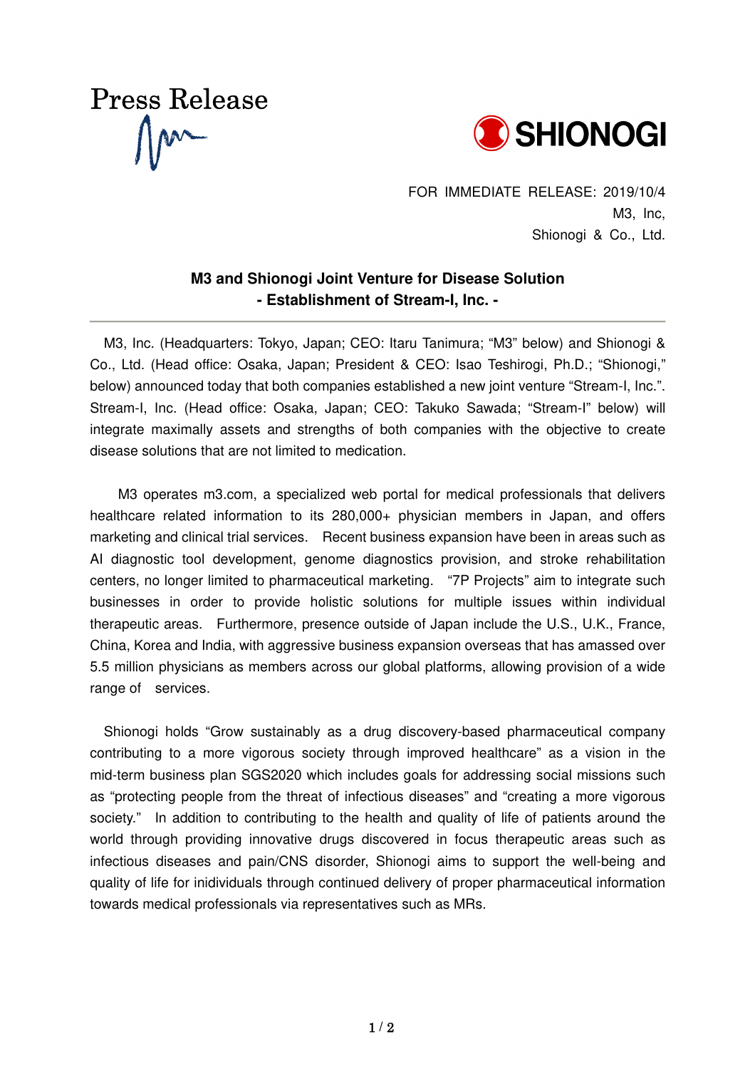Press Release

SHIONOGI

FOR IMMEDIATE RELEASE: 2019/10/4
M3, Inc,
Shionogi & Co., Ltd.

## M3 and Shionogi Joint Venture for Disease Solution
## - Establishment of Stream-I, Inc. -

M3, Inc. (Headquarters: Tokyo, Japan; CEO: Itaru Tanimura; "M3" below) and Shionogi & Co., Ltd. (Head office: Osaka, Japan; President & CEO: Isao Teshirogi, Ph.D.; "Shionogi," below) announced today that both companies established a new joint venture "Stream-I, Inc.". Stream-I, Inc. (Head office: Osaka, Japan; CEO: Takuko Sawada; "Stream-I" below) will integrate maximally assets and strengths of both companies with the objective to create disease solutions that are not limited to medication.

M3 operates m3.com, a specialized web portal for medical professionals that delivers healthcare related information to its 280,000+ physician members in Japan, and offers marketing and clinical trial services. Recent business expansion have been in areas such as AI diagnostic tool development, genome diagnostics provision, and stroke rehabilitation centers, no longer limited to pharmaceutical marketing. "7P Projects" aim to integrate such businesses in order to provide holistic solutions for multiple issues within individual therapeutic areas. Furthermore, presence outside of Japan include the U.S., U.K., France, China, Korea and India, with aggressive business expansion overseas that has amassed over 5.5 million physicians as members across our global platforms, allowing provision of a wide range of services.

Shionogi holds "Grow sustainably as a drug discovery-based pharmaceutical company contributing to a more vigorous society through improved healthcare" as a vision in the mid-term business plan SGS2020 which includes goals for addressing social missions such as "protecting people from the threat of infectious diseases" and "creating a more vigorous society." In addition to contributing to the health and quality of life of patients around the world through providing innovative drugs discovered in focus therapeutic areas such as infectious diseases and pain/CNS disorder, Shionogi aims to support the well-being and quality of life for inidividuals through continued delivery of proper pharmaceutical information towards medical professionals via representatives such as MRs.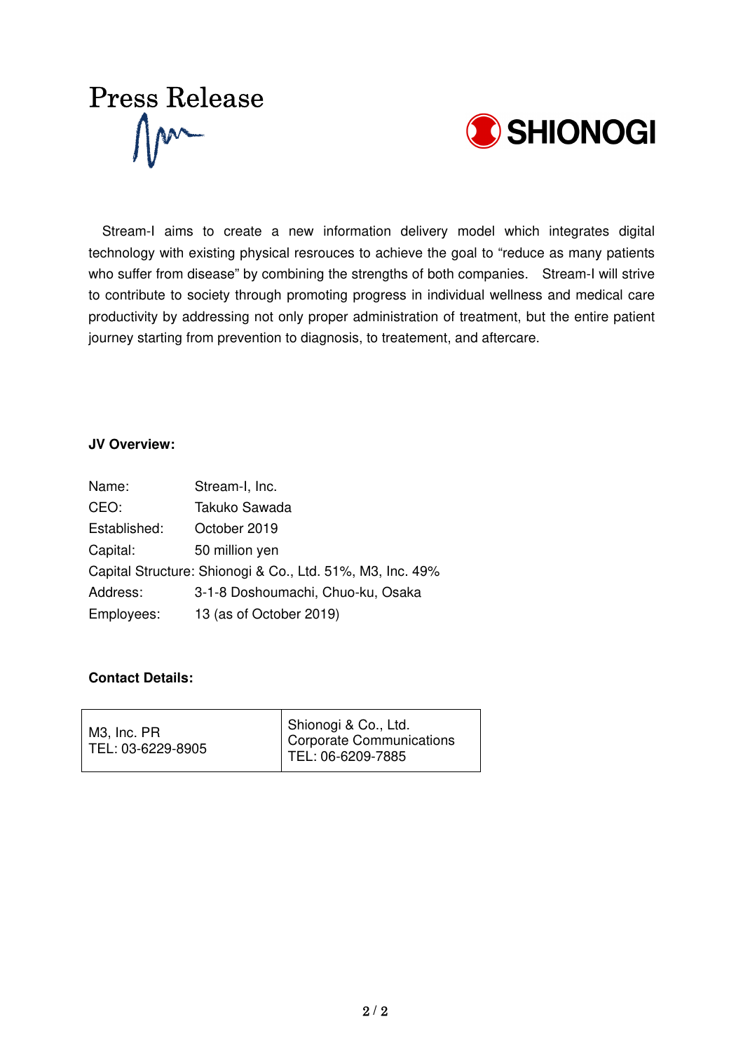Stream-I aims to create a new information delivery model which integrates digital technology with existing physical resrouces to achieve the goal to "reduce as many patients who suffer from disease" by combining the strengths of both companies. Stream-I will strive to contribute to society through promoting progress in individual wellness and medical care productivity by addressing not only proper administration of treatment, but the entire patient journey starting from prevention to diagnosis, to treatement, and aftercare.

**JV Overview:**

Name: Stream-I, Inc.
CEO: Takuko Sawada
Established: October 2019
Capital: 50 million yen
Capital Structure: Shionogi & Co., Ltd. 51%, M3, Inc. 49%
Address: 3-1-8 Doshoumachi, Chuo-ku, Osaka
Employees: 13 (as of October 2019)

**Contact Details:**

| | |
|---|---|
| M3, Inc. PR<br>TEL: 03-6229-8905 | Shionogi & Co., Ltd.<br>Corporate Communications<br>TEL: 06-6209-7885 |